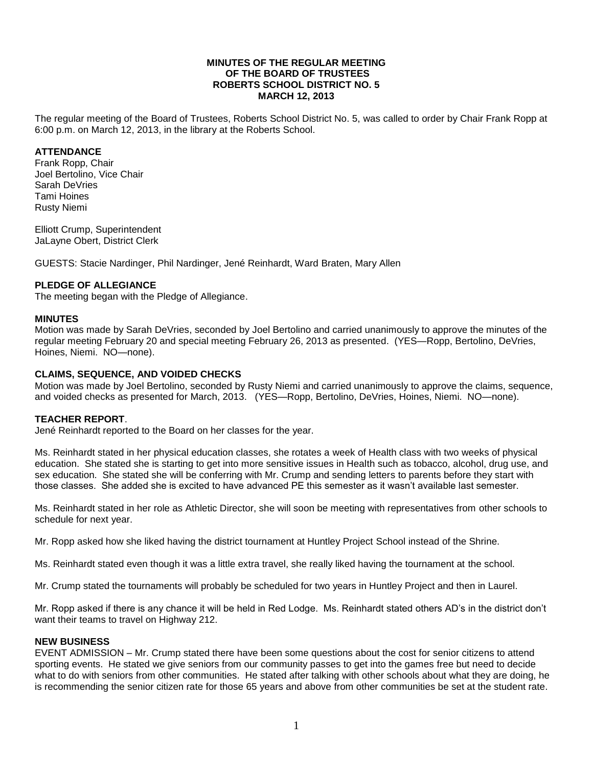**MINUTES OF THE REGULAR MEETING**
**OF THE BOARD OF TRUSTEES**
**ROBERTS SCHOOL DISTRICT NO. 5**
**MARCH 12, 2013**

The regular meeting of the Board of Trustees, Roberts School District No. 5, was called to order by Chair Frank Ropp at 6:00 p.m. on March 12, 2013, in the library at the Roberts School.

**ATTENDANCE**

Frank Ropp, Chair
Joel Bertolino, Vice Chair
Sarah DeVries
Tami Hoines
Rusty Niemi

Elliott Crump, Superintendent
JaLayne Obert, District Clerk

GUESTS: Stacie Nardinger, Phil Nardinger, Jené Reinhardt, Ward Braten, Mary Allen

**PLEDGE OF ALLEGIANCE**

The meeting began with the Pledge of Allegiance.

**MINUTES**

Motion was made by Sarah DeVries, seconded by Joel Bertolino and carried unanimously to approve the minutes of the regular meeting February 20 and special meeting February 26, 2013 as presented. (YES—Ropp, Bertolino, DeVries, Hoines, Niemi. NO—none).

**CLAIMS, SEQUENCE, AND VOIDED CHECKS**

Motion was made by Joel Bertolino, seconded by Rusty Niemi and carried unanimously to approve the claims, sequence, and voided checks as presented for March, 2013. (YES—Ropp, Bertolino, DeVries, Hoines, Niemi. NO—none).

**TEACHER REPORT**.

Jené Reinhardt reported to the Board on her classes for the year.

Ms. Reinhardt stated in her physical education classes, she rotates a week of Health class with two weeks of physical education. She stated she is starting to get into more sensitive issues in Health such as tobacco, alcohol, drug use, and sex education. She stated she will be conferring with Mr. Crump and sending letters to parents before they start with those classes. She added she is excited to have advanced PE this semester as it wasn't available last semester.

Ms. Reinhardt stated in her role as Athletic Director, she will soon be meeting with representatives from other schools to schedule for next year.

Mr. Ropp asked how she liked having the district tournament at Huntley Project School instead of the Shrine.

Ms. Reinhardt stated even though it was a little extra travel, she really liked having the tournament at the school.

Mr. Crump stated the tournaments will probably be scheduled for two years in Huntley Project and then in Laurel.

Mr. Ropp asked if there is any chance it will be held in Red Lodge. Ms. Reinhardt stated others AD's in the district don't want their teams to travel on Highway 212.

**NEW BUSINESS**

EVENT ADMISSION – Mr. Crump stated there have been some questions about the cost for senior citizens to attend sporting events. He stated we give seniors from our community passes to get into the games free but need to decide what to do with seniors from other communities. He stated after talking with other schools about what they are doing, he is recommending the senior citizen rate for those 65 years and above from other communities be set at the student rate.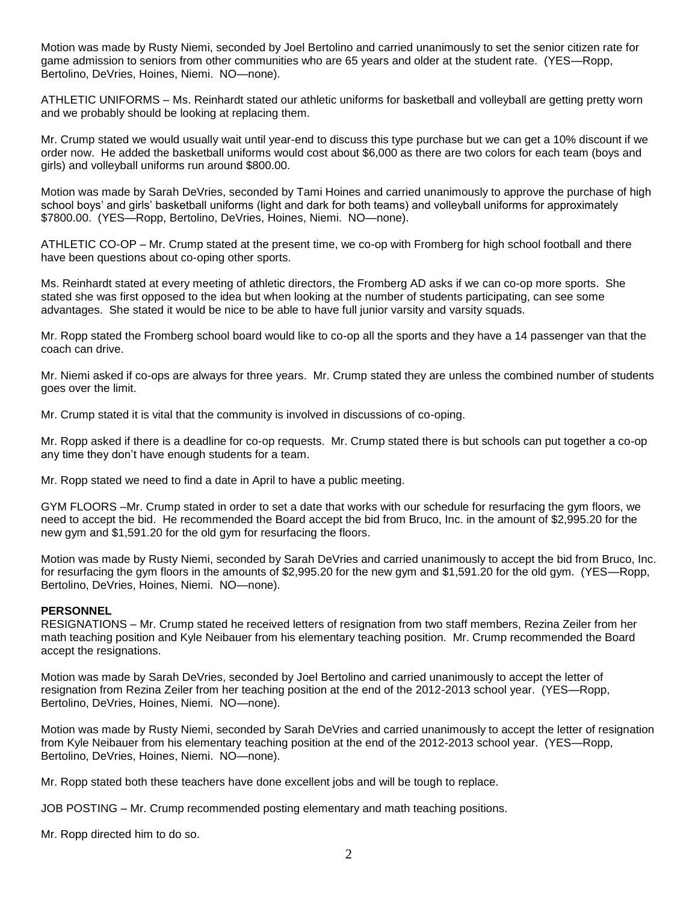Motion was made by Rusty Niemi, seconded by Joel Bertolino and carried unanimously to set the senior citizen rate for game admission to seniors from other communities who are 65 years and older at the student rate. (YES—Ropp, Bertolino, DeVries, Hoines, Niemi. NO—none).

ATHLETIC UNIFORMS – Ms. Reinhardt stated our athletic uniforms for basketball and volleyball are getting pretty worn and we probably should be looking at replacing them.

Mr. Crump stated we would usually wait until year-end to discuss this type purchase but we can get a 10% discount if we order now. He added the basketball uniforms would cost about $6,000 as there are two colors for each team (boys and girls) and volleyball uniforms run around $800.00.

Motion was made by Sarah DeVries, seconded by Tami Hoines and carried unanimously to approve the purchase of high school boys' and girls' basketball uniforms (light and dark for both teams) and volleyball uniforms for approximately $7800.00. (YES—Ropp, Bertolino, DeVries, Hoines, Niemi. NO—none).

ATHLETIC CO-OP – Mr. Crump stated at the present time, we co-op with Fromberg for high school football and there have been questions about co-oping other sports.

Ms. Reinhardt stated at every meeting of athletic directors, the Fromberg AD asks if we can co-op more sports. She stated she was first opposed to the idea but when looking at the number of students participating, can see some advantages. She stated it would be nice to be able to have full junior varsity and varsity squads.

Mr. Ropp stated the Fromberg school board would like to co-op all the sports and they have a 14 passenger van that the coach can drive.

Mr. Niemi asked if co-ops are always for three years. Mr. Crump stated they are unless the combined number of students goes over the limit.

Mr. Crump stated it is vital that the community is involved in discussions of co-oping.

Mr. Ropp asked if there is a deadline for co-op requests. Mr. Crump stated there is but schools can put together a co-op any time they don't have enough students for a team.

Mr. Ropp stated we need to find a date in April to have a public meeting.

GYM FLOORS –Mr. Crump stated in order to set a date that works with our schedule for resurfacing the gym floors, we need to accept the bid. He recommended the Board accept the bid from Bruco, Inc. in the amount of $2,995.20 for the new gym and $1,591.20 for the old gym for resurfacing the floors.

Motion was made by Rusty Niemi, seconded by Sarah DeVries and carried unanimously to accept the bid from Bruco, Inc. for resurfacing the gym floors in the amounts of $2,995.20 for the new gym and $1,591.20 for the old gym. (YES—Ropp, Bertolino, DeVries, Hoines, Niemi. NO—none).

**PERSONNEL**

RESIGNATIONS – Mr. Crump stated he received letters of resignation from two staff members, Rezina Zeiler from her math teaching position and Kyle Neibauer from his elementary teaching position. Mr. Crump recommended the Board accept the resignations.

Motion was made by Sarah DeVries, seconded by Joel Bertolino and carried unanimously to accept the letter of resignation from Rezina Zeiler from her teaching position at the end of the 2012-2013 school year. (YES—Ropp, Bertolino, DeVries, Hoines, Niemi. NO—none).

Motion was made by Rusty Niemi, seconded by Sarah DeVries and carried unanimously to accept the letter of resignation from Kyle Neibauer from his elementary teaching position at the end of the 2012-2013 school year. (YES—Ropp, Bertolino, DeVries, Hoines, Niemi. NO—none).

Mr. Ropp stated both these teachers have done excellent jobs and will be tough to replace.

JOB POSTING – Mr. Crump recommended posting elementary and math teaching positions.

Mr. Ropp directed him to do so.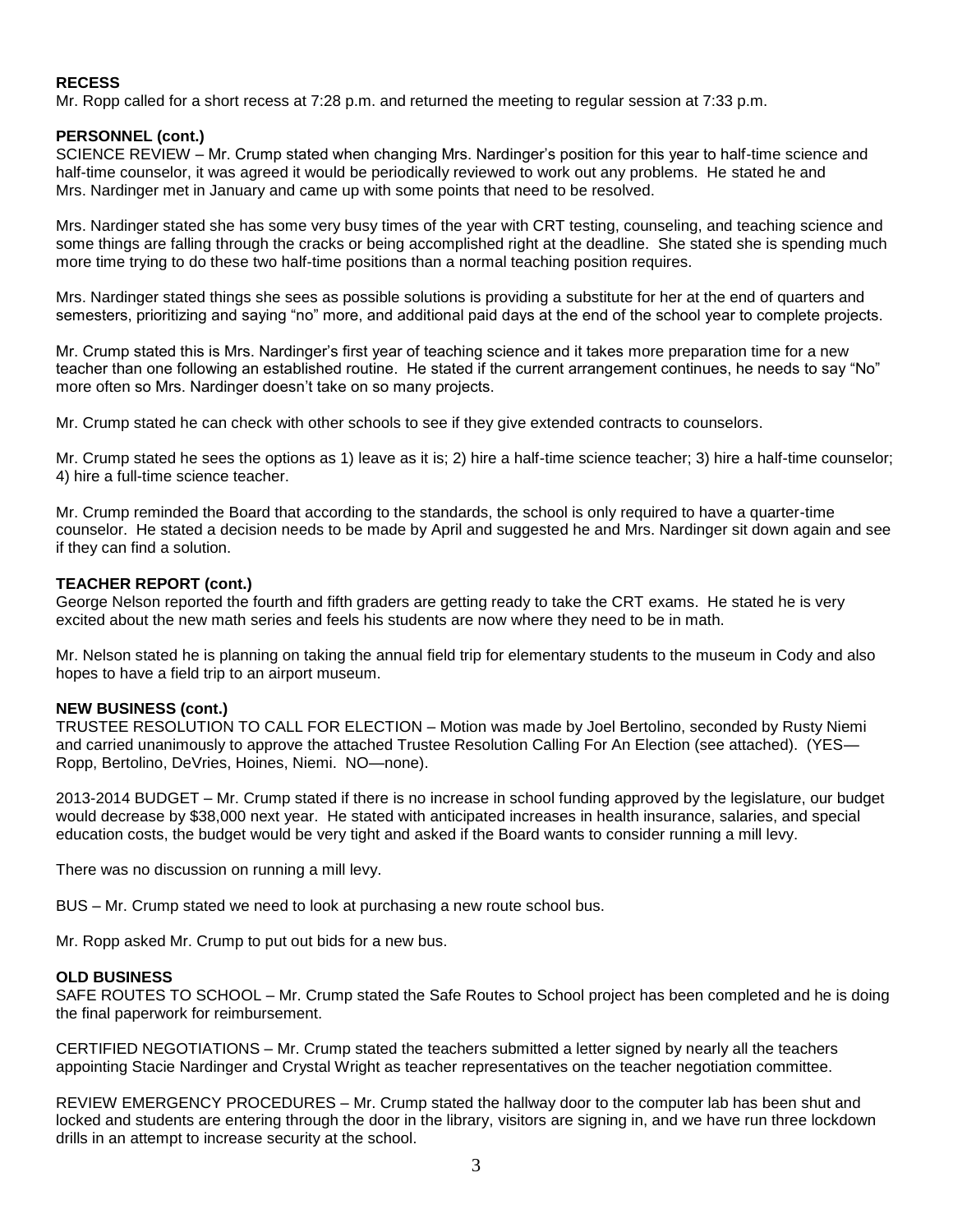**RECESS**

Mr. Ropp called for a short recess at 7:28 p.m. and returned the meeting to regular session at 7:33 p.m.

**PERSONNEL (cont.)**

SCIENCE REVIEW – Mr. Crump stated when changing Mrs. Nardinger's position for this year to half-time science and half-time counselor, it was agreed it would be periodically reviewed to work out any problems. He stated he and Mrs. Nardinger met in January and came up with some points that need to be resolved.

Mrs. Nardinger stated she has some very busy times of the year with CRT testing, counseling, and teaching science and some things are falling through the cracks or being accomplished right at the deadline. She stated she is spending much more time trying to do these two half-time positions than a normal teaching position requires.

Mrs. Nardinger stated things she sees as possible solutions is providing a substitute for her at the end of quarters and semesters, prioritizing and saying "no" more, and additional paid days at the end of the school year to complete projects.

Mr. Crump stated this is Mrs. Nardinger's first year of teaching science and it takes more preparation time for a new teacher than one following an established routine. He stated if the current arrangement continues, he needs to say "No" more often so Mrs. Nardinger doesn't take on so many projects.

Mr. Crump stated he can check with other schools to see if they give extended contracts to counselors.

Mr. Crump stated he sees the options as 1) leave as it is; 2) hire a half-time science teacher; 3) hire a half-time counselor; 4) hire a full-time science teacher.

Mr. Crump reminded the Board that according to the standards, the school is only required to have a quarter-time counselor. He stated a decision needs to be made by April and suggested he and Mrs. Nardinger sit down again and see if they can find a solution.

**TEACHER REPORT (cont.)**

George Nelson reported the fourth and fifth graders are getting ready to take the CRT exams. He stated he is very excited about the new math series and feels his students are now where they need to be in math.

Mr. Nelson stated he is planning on taking the annual field trip for elementary students to the museum in Cody and also hopes to have a field trip to an airport museum.

**NEW BUSINESS (cont.)**

TRUSTEE RESOLUTION TO CALL FOR ELECTION – Motion was made by Joel Bertolino, seconded by Rusty Niemi and carried unanimously to approve the attached Trustee Resolution Calling For An Election (see attached). (YES—Ropp, Bertolino, DeVries, Hoines, Niemi. NO—none).

2013-2014 BUDGET – Mr. Crump stated if there is no increase in school funding approved by the legislature, our budget would decrease by $38,000 next year. He stated with anticipated increases in health insurance, salaries, and special education costs, the budget would be very tight and asked if the Board wants to consider running a mill levy.

There was no discussion on running a mill levy.

BUS – Mr. Crump stated we need to look at purchasing a new route school bus.

Mr. Ropp asked Mr. Crump to put out bids for a new bus.

**OLD BUSINESS**

SAFE ROUTES TO SCHOOL – Mr. Crump stated the Safe Routes to School project has been completed and he is doing the final paperwork for reimbursement.

CERTIFIED NEGOTIATIONS – Mr. Crump stated the teachers submitted a letter signed by nearly all the teachers appointing Stacie Nardinger and Crystal Wright as teacher representatives on the teacher negotiation committee.

REVIEW EMERGENCY PROCEDURES – Mr. Crump stated the hallway door to the computer lab has been shut and locked and students are entering through the door in the library, visitors are signing in, and we have run three lockdown drills in an attempt to increase security at the school.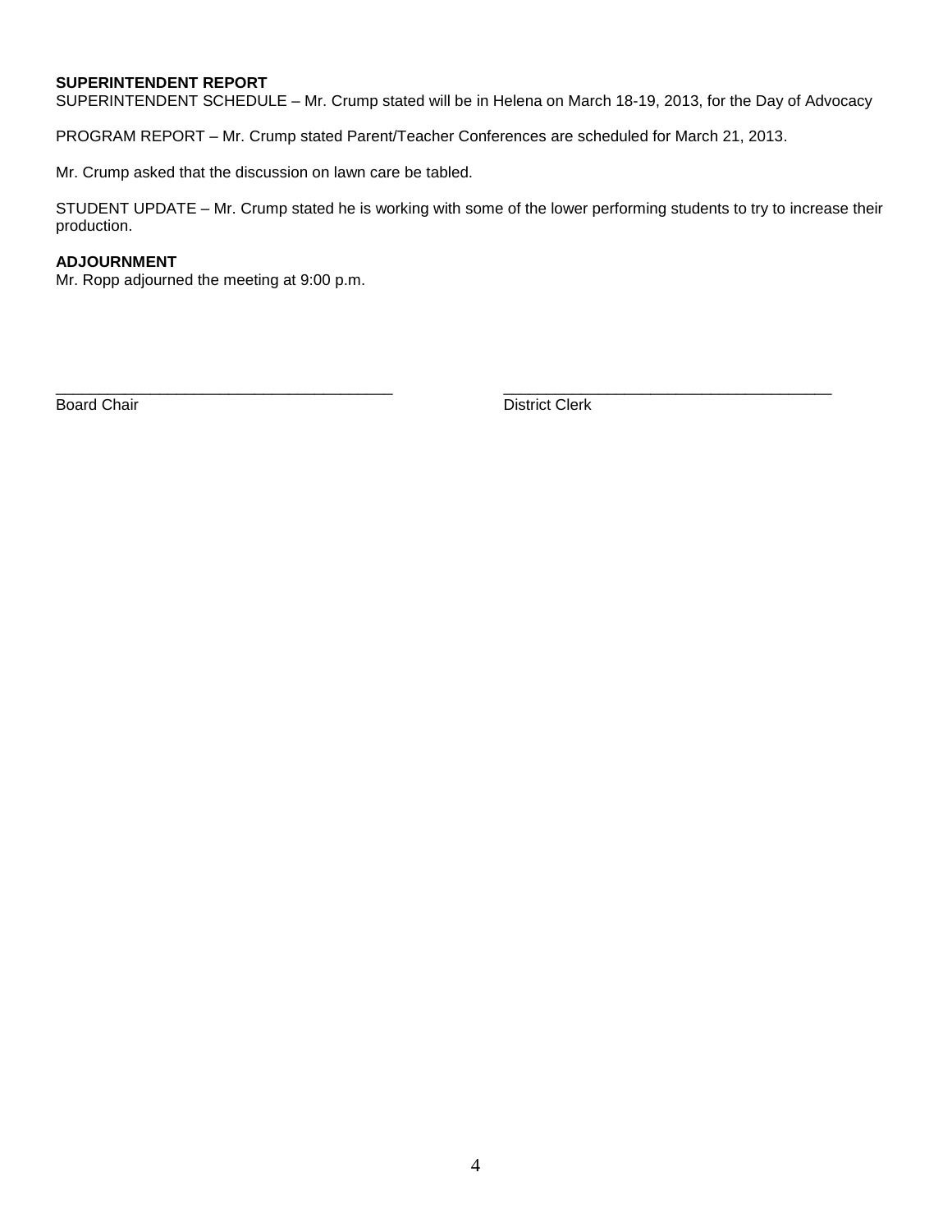**SUPERINTENDENT REPORT**

SUPERINTENDENT SCHEDULE – Mr. Crump stated will be in Helena on March 18-19, 2013, for the Day of Advocacy

PROGRAM REPORT – Mr. Crump stated Parent/Teacher Conferences are scheduled for March 21, 2013.

Mr. Crump asked that the discussion on lawn care be tabled.

STUDENT UPDATE – Mr. Crump stated he is working with some of the lower performing students to try to increase their production.

**ADJOURNMENT**

Mr. Ropp adjourned the meeting at 9:00 p.m.

\_\_\_\_\_\_\_\_\_\_\_\_\_\_\_\_\_\_\_\_\_\_\_\_\_\_\_\_\_\_\_\_\_\_\_\_\_\_\_\_ \_\_\_\_\_\_\_\_\_\_\_\_\_\_\_\_\_\_\_\_\_\_\_\_\_\_\_\_\_\_\_\_\_\_\_\_\_\_\_\_

Board Chair District Clerk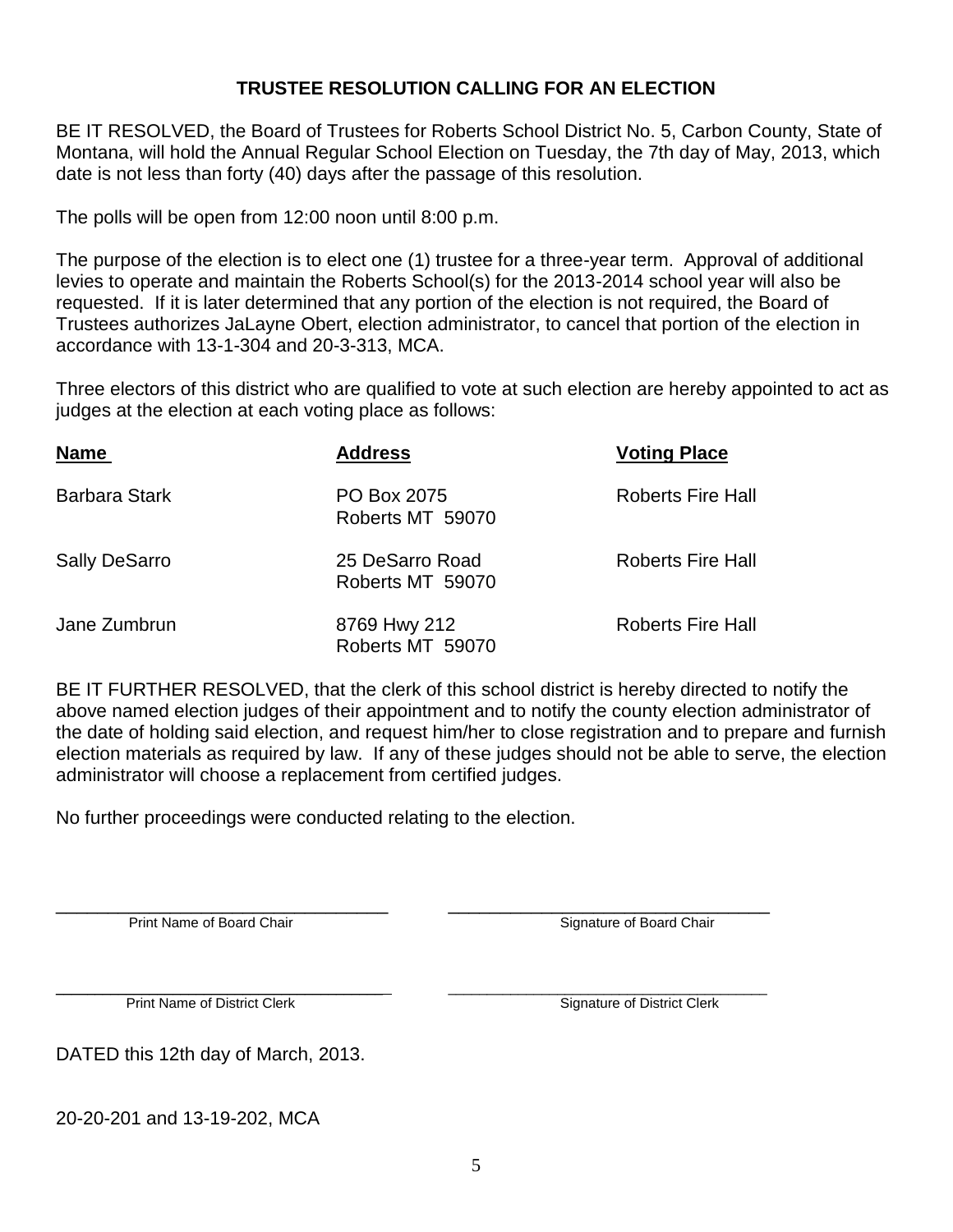# TRUSTEE RESOLUTION CALLING FOR AN ELECTION

BE IT RESOLVED, the Board of Trustees for Roberts School District No. 5, Carbon County, State of Montana, will hold the Annual Regular School Election on Tuesday, the 7th day of May, 2013, which date is not less than forty (40) days after the passage of this resolution.

The polls will be open from 12:00 noon until 8:00 p.m.

The purpose of the election is to elect one (1) trustee for a three-year term. Approval of additional levies to operate and maintain the Roberts School(s) for the 2013-2014 school year will also be requested. If it is later determined that any portion of the election is not required, the Board of Trustees authorizes JaLayne Obert, election administrator, to cancel that portion of the election in accordance with 13-1-304 and 20-3-313, MCA.

Three electors of this district who are qualified to vote at such election are hereby appointed to act as judges at the election at each voting place as follows:

| **Name** | **Address** | **Voting Place** |
|---|---|---|
| Barbara Stark | PO Box 2075<br>Roberts MT 59070 | Roberts Fire Hall |
| Sally DeSarro | 25 DeSarro Road<br>Roberts MT 59070 | Roberts Fire Hall |
| Jane Zumbrun | 8769 Hwy 212<br>Roberts MT 59070 | Roberts Fire Hall |

BE IT FURTHER RESOLVED, that the clerk of this school district is hereby directed to notify the above named election judges of their appointment and to notify the county election administrator of the date of holding said election, and request him/her to close registration and to prepare and furnish election materials as required by law. If any of these judges should not be able to serve, the election administrator will choose a replacement from certified judges.

No further proceedings were conducted relating to the election.

\_\_\_\_\_\_\_\_\_\_\_\_\_\_\_\_\_\_\_\_\_\_\_\_\_\_\_\_\_\_\_\_\_\_\_\_ \_\_\_\_\_\_\_\_\_\_\_\_\_\_\_\_\_\_\_\_\_\_\_\_\_\_\_\_\_\_\_\_\_\_\_\_

Print Name of Board Chair Signature of Board Chair

\_\_\_\_\_\_\_\_\_\_\_\_\_\_\_\_\_\_\_\_\_\_\_\_\_\_\_\_\_\_\_\_\_\_\_\_ \_\_\_\_\_\_\_\_\_\_\_\_\_\_\_\_\_\_\_\_\_\_\_\_\_\_\_\_\_\_\_\_\_\_\_\_

Print Name of District Clerk Signature of District Clerk

DATED this 12th day of March, 2013.

20-20-201 and 13-19-202, MCA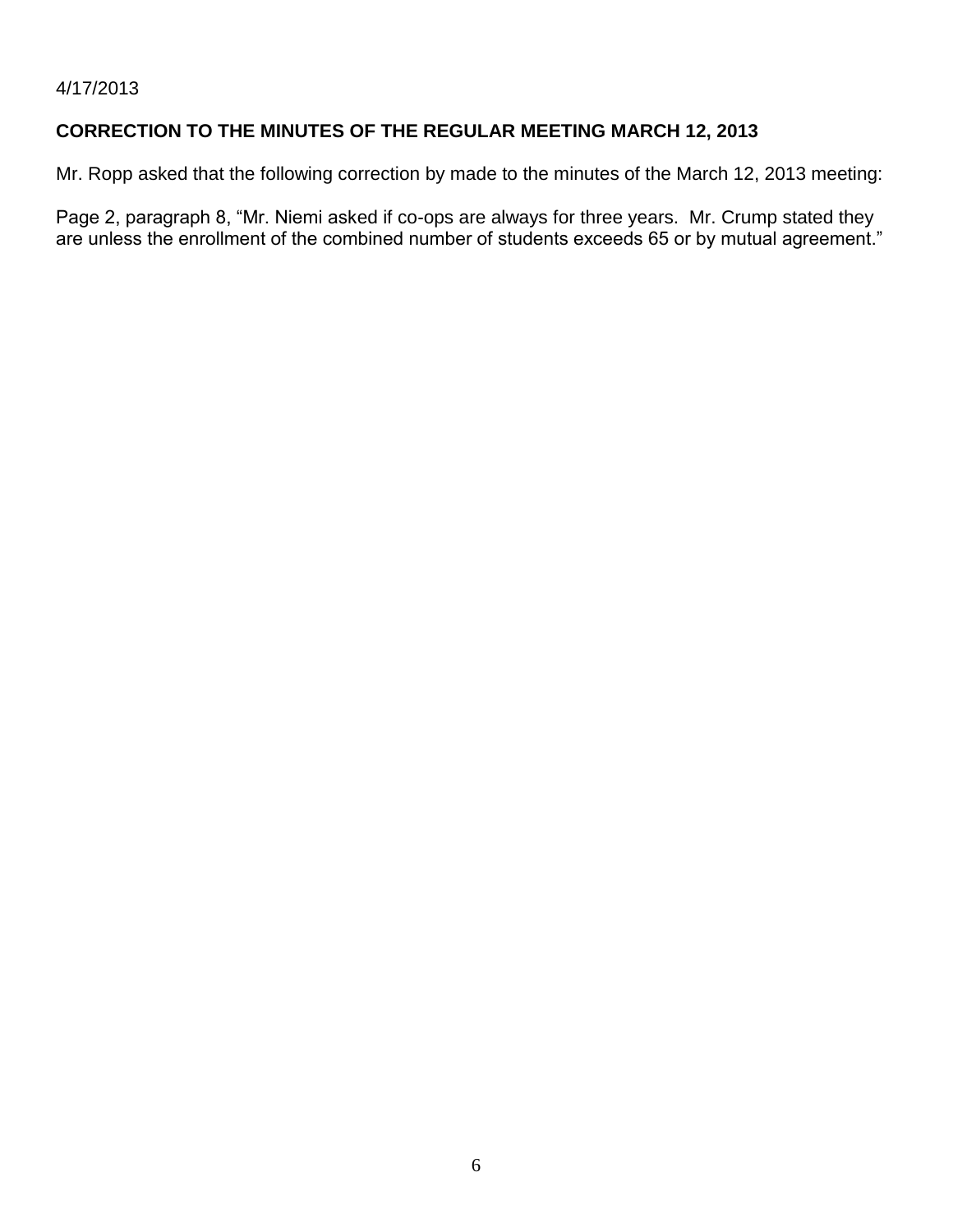4/17/2013

**CORRECTION TO THE MINUTES OF THE REGULAR MEETING MARCH 12, 2013**

Mr. Ropp asked that the following correction by made to the minutes of the March 12, 2013 meeting:

Page 2, paragraph 8, "Mr. Niemi asked if co-ops are always for three years. Mr. Crump stated they are unless the enrollment of the combined number of students exceeds 65 or by mutual agreement."